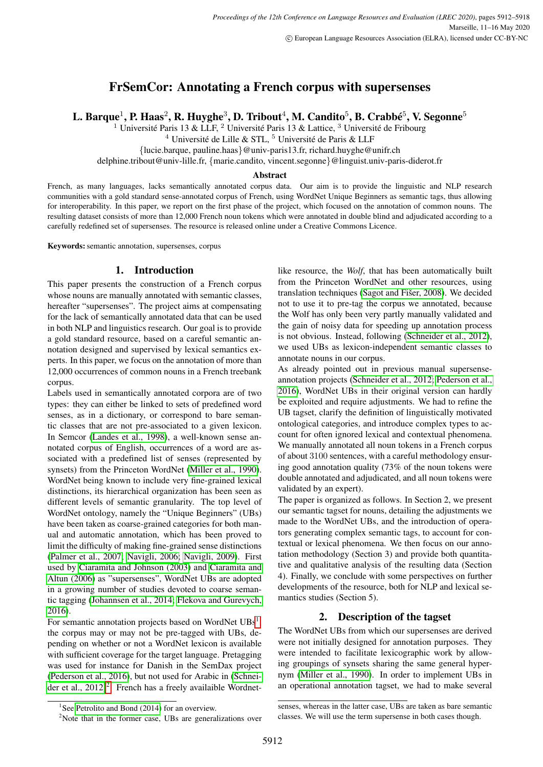# FrSemCor: Annotating a French corpus with supersenses

**L. Barque[1], P. Haas[2], R. Huyghe[3], D. Tribout[4], M. Candito[5], B. Crabbé[5], V. Segonne[5]**

[1] Université Paris 13 & LLF, [2] Université Paris 13 & Lattice, [3] Université de Fribourg
[4] Université de Lille & STL, [5] Université de Paris & LLF
{lucie.barque, pauline.haas}@univ-paris13.fr, richard.huyghe@unifr.ch
delphine.tribout@univ-lille.fr, {marie.candito, vincent.segonne}@linguist.univ-paris-diderot.fr

## Abstract

French, as many languages, lacks semantically annotated corpus data. Our aim is to provide the linguistic and NLP research communities with a gold standard sense-annotated corpus of French, using WordNet Unique Beginners as semantic tags, thus allowing for interoperability. In this paper, we report on the first phase of the project, which focused on the annotation of common nouns. The resulting dataset consists of more than 12,000 French noun tokens which were annotated in double blind and adjudicated according to a carefully redefined set of supersenses. The resource is released online under a Creative Commons Licence.

**Keywords:** semantic annotation, supersenses, corpus

## 1. Introduction

This paper presents the construction of a French corpus whose nouns are manually annotated with semantic classes, hereafter "supersenses". The project aims at compensating for the lack of semantically annotated data that can be used in both NLP and linguistics research. Our goal is to provide a gold standard resource, based on a careful semantic annotation designed and supervised by lexical semantics experts. In this paper, we focus on the annotation of more than 12,000 occurrences of common nouns in a French treebank corpus.

Labels used in semantically annotated corpora are of two types: they can either be linked to sets of predefined word senses, as in a dictionary, or correspond to bare semantic classes that are not pre-associated to a given lexicon. In Semcor (Landes et al., 1998), a well-known sense annotated corpus of English, occurrences of a word are associated with a predefined list of senses (represented by synsets) from the Princeton WordNet (Miller et al., 1990). WordNet being known to include very fine-grained lexical distinctions, its hierarchical organization has been seen as different levels of semantic granularity. The top level of WordNet ontology, namely the "Unique Beginners" (UBs) have been taken as coarse-grained categories for both manual and automatic annotation, which has been proved to limit the difficulty of making fine-grained sense distinctions (Palmer et al., 2007; Navigli, 2006; Navigli, 2009). First used by Ciaramita and Johnson (2003) and Ciaramita and Altun (2006) as "supersenses", WordNet UBs are adopted in a growing number of studies devoted to coarse semantic tagging (Johannsen et al., 2014; Flekova and Gurevych, 2016).

For semantic annotation projects based on WordNet UBs[1], the corpus may or may not be pre-tagged with UBs, depending on whether or not a WordNet lexicon is available with sufficient coverage for the target language. Pretagging was used for instance for Danish in the SemDax project (Pederson et al., 2016), but not used for Arabic in (Schneider et al., 2012)[2]. French has a freely availaible Wordnet-like resource, the *Wolf*, that has been automatically built from the Princeton WordNet and other resources, using translation techniques (Sagot and Fišer, 2008). We decided not to use it to pre-tag the corpus we annotated, because the Wolf has only been very partly manually validated and the gain of noisy data for speeding up annotation process is not obvious. Instead, following (Schneider et al., 2012), we used UBs as lexicon-independent semantic classes to annotate nouns in our corpus.

As already pointed out in previous manual supersense-annotation projects (Schneider et al., 2012; Pederson et al., 2016), WordNet UBs in their original version can hardly be exploited and require adjustments. We had to refine the UB tagset, clarify the definition of linguistically motivated ontological categories, and introduce complex types to account for often ignored lexical and contextual phenomena. We manually annotated all noun tokens in a French corpus of about 3100 sentences, with a careful methodology ensuring good annotation quality (73% of the noun tokens were double annotated and adjudicated, and all noun tokens were validated by an expert).

The paper is organized as follows. In Section 2, we present our semantic tagset for nouns, detailing the adjustments we made to the WordNet UBs, and the introduction of operators generating complex semantic tags, to account for contextual or lexical phenomena. We then focus on our annotation methodology (Section 3) and provide both quantitative and qualitative analysis of the resulting data (Section 4). Finally, we conclude with some perspectives on further developments of the resource, both for NLP and lexical semantics studies (Section 5).

## 2. Description of the tagset

The WordNet UBs from which our supersenses are derived were not initially designed for annotation purposes. They were intended to facilitate lexicographic work by allowing groupings of synsets sharing the same general hypernym (Miller et al., 1990). In order to implement UBs in an operational annotation tagset, we had to make several

[1] See Petrolito and Bond (2014) for an overview.

[2] Note that in the former case, UBs are generalizations over senses, whereas in the latter case, UBs are taken as bare semantic classes. We will use the term supersense in both cases though.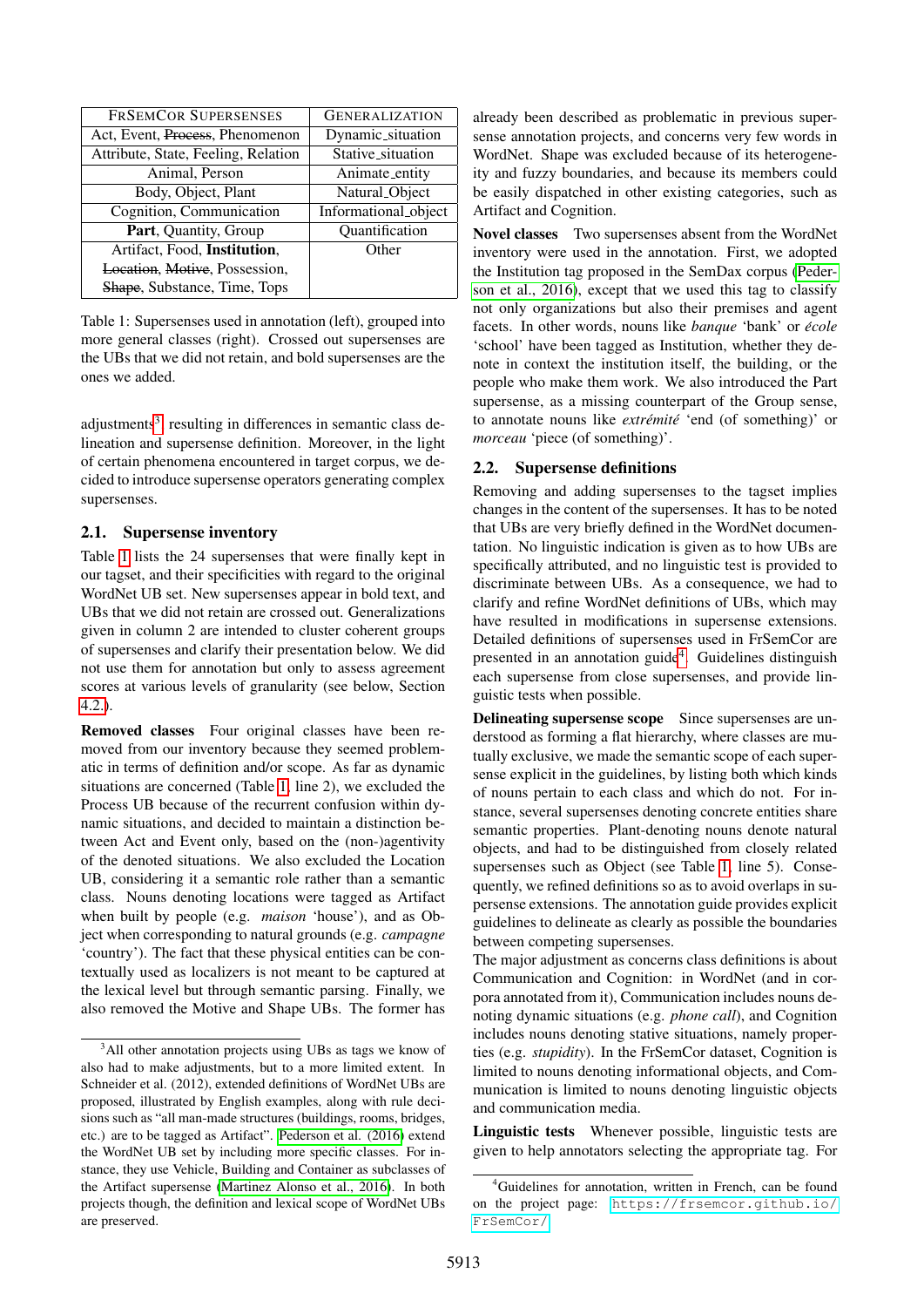| FRSEMCOR SUPERSENSES | GENERALIZATION |
|---|---|
| Act, Event, ~~Process~~, Phenomenon | Dynamic_situation |
| Attribute, State, Feeling, Relation | Stative_situation |
| Animal, Person | Animate_entity |
| Body, Object, Plant | Natural_Object |
| Cognition, Communication | Informational_object |
| **Part**, Quantity, Group | Quantification |
| Artifact, Food, **Institution**, ~~Location~~, ~~Motive~~, Possession, ~~Shape~~, Substance, Time, Tops | Other |

Table 1: Supersenses used in annotation (left), grouped into more general classes (right). Crossed out supersenses are the UBs that we did not retain, and bold supersenses are the ones we added.

adjustments[3] resulting in differences in semantic class delineation and supersense definition. Moreover, in the light of certain phenomena encountered in target corpus, we decided to introduce supersense operators generating complex supersenses.

## 2.1. Supersense inventory

Table 1 lists the 24 supersenses that were finally kept in our tagset, and their specificities with regard to the original WordNet UB set. New supersenses appear in bold text, and UBs that we did not retain are crossed out. Generalizations given in column 2 are intended to cluster coherent groups of supersenses and clarify their presentation below. We did not use them for annotation but only to assess agreement scores at various levels of granularity (see below, Section 4.2.).

**Removed classes** Four original classes have been removed from our inventory because they seemed problematic in terms of definition and/or scope. As far as dynamic situations are concerned (Table 1, line 2), we excluded the Process UB because of the recurrent confusion within dynamic situations, and decided to maintain a distinction between Act and Event only, based on the (non-)agentivity of the denoted situations. We also excluded the Location UB, considering it a semantic role rather than a semantic class. Nouns denoting locations were tagged as Artifact when built by people (e.g. *maison* 'house'), and as Object when corresponding to natural grounds (e.g. *campagne* 'country'). The fact that these physical entities can be contextually used as localizers is not meant to be captured at the lexical level but through semantic parsing. Finally, we also removed the Motive and Shape UBs. The former has already been described as problematic in previous supersense annotation projects, and concerns very few words in WordNet. Shape was excluded because of its heterogeneity and fuzzy boundaries, and because its members could be easily dispatched in other existing categories, such as Artifact and Cognition.

**Novel classes** Two supersenses absent from the WordNet inventory were used in the annotation. First, we adopted the Institution tag proposed in the SemDax corpus (Pederson et al., 2016), except that we used this tag to classify not only organizations but also their premises and agent facets. In other words, nouns like *banque* 'bank' or *école* 'school' have been tagged as Institution, whether they denote in context the institution itself, the building, or the people who make them work. We also introduced the Part supersense, as a missing counterpart of the Group sense, to annotate nouns like *extrémité* 'end (of something)' or *morceau* 'piece (of something)'.

## 2.2. Supersense definitions

Removing and adding supersenses to the tagset implies changes in the content of the supersenses. It has to be noted that UBs are very briefly defined in the WordNet documentation. No linguistic indication is given as to how UBs are specifically attributed, and no linguistic test is provided to discriminate between UBs. As a consequence, we had to clarify and refine WordNet definitions of UBs, which may have resulted in modifications in supersense extensions. Detailed definitions of supersenses used in FrSemCor are presented in an annotation guide[4]. Guidelines distinguish each supersense from close supersenses, and provide linguistic tests when possible.

**Delineating supersense scope** Since supersenses are understood as forming a flat hierarchy, where classes are mutually exclusive, we made the semantic scope of each supersense explicit in the guidelines, by listing both which kinds of nouns pertain to each class and which do not. For instance, several supersenses denoting concrete entities share semantic properties. Plant-denoting nouns denote natural objects, and had to be distinguished from closely related supersenses such as Object (see Table 1, line 5). Consequently, we refined definitions so as to avoid overlaps in supersense extensions. The annotation guide provides explicit guidelines to delineate as clearly as possible the boundaries between competing supersenses.
The major adjustment as concerns class definitions is about Communication and Cognition: in WordNet (and in corpora annotated from it), Communication includes nouns denoting dynamic situations (e.g. *phone call*), and Cognition includes nouns denoting stative situations, namely properties (e.g. *stupidity*). In the FrSemCor dataset, Cognition is limited to nouns denoting informational objects, and Communication is limited to nouns denoting linguistic objects and communication media.

**Linguistic tests** Whenever possible, linguistic tests are given to help annotators selecting the appropriate tag. For

[3] All other annotation projects using UBs as tags we know of also had to make adjustments, but to a more limited extent. In Schneider et al. (2012), extended definitions of WordNet UBs are proposed, illustrated by English examples, along with rule decisions such as "all man-made structures (buildings, rooms, bridges, etc.) are to be tagged as Artifact". Pederson et al. (2016) extend the WordNet UB set by including more specific classes. For instance, they use Vehicle, Building and Container as subclasses of the Artifact supersense (Martinez Alonso et al., 2016). In both projects though, the definition and lexical scope of WordNet UBs are preserved.

[4] Guidelines for annotation, written in French, can be found on the project page: https://frsemcor.github.io/FrSemCor/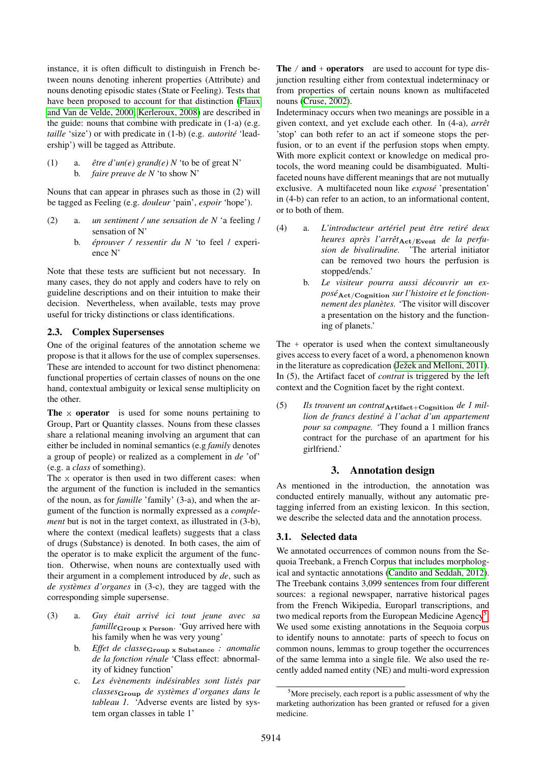instance, it is often difficult to distinguish in French between nouns denoting inherent properties (Attribute) and nouns denoting episodic states (State or Feeling). Tests that have been proposed to account for that distinction (Flaux and Van de Velde, 2000; Kerleroux, 2008) are described in the guide: nouns that combine with predicate in (1-a) (e.g. *taille* 'size') or with predicate in (1-b) (e.g. *autorité* 'leadership') will be tagged as Attribute.

(1) a. *être d'un(e) grand(e) N* 'to be of great N'
 b. *faire preuve de N* 'to show N'

Nouns that can appear in phrases such as those in (2) will be tagged as Feeling (e.g. *douleur* 'pain', *espoir* 'hope').

(2) a. *un sentiment / une sensation de N* 'a feeling / sensation of N'
 b. *éprouver / ressentir du N* 'to feel / experience N'

Note that these tests are sufficient but not necessary. In many cases, they do not apply and coders have to rely on guideline descriptions and on their intuition to make their decision. Nevertheless, when available, tests may prove useful for tricky distinctions or class identifications.

### 2.3. Complex Supersenses

One of the original features of the annotation scheme we propose is that it allows for the use of complex supersenses. These are intended to account for two distinct phenomena: functional properties of certain classes of nouns on the one hand, contextual ambiguity or lexical sense multiplicity on the other.

**The × operator** is used for some nouns pertaining to Group, Part or Quantity classes. Nouns from these classes share a relational meaning involving an argument that can either be included in nominal semantics (e.g *family* denotes a group of people) or realized as a complement in *de* 'of' (e.g. a *class* of something).

The × operator is then used in two different cases: when the argument of the function is included in the semantics of the noun, as for *famille* 'family' (3-a), and when the argument of the function is normally expressed as a *complement* but is not in the target context, as illustrated in (3-b), where the context (medical leaflets) suggests that a class of drugs (Substance) is denoted. In both cases, the aim of the operator is to make explicit the argument of the function. Otherwise, when nouns are contextually used with their argument in a complement introduced by *de*, such as *de systèmes d'organes* in (3-c), they are tagged with the corresponding simple supersense.

(3) a. *Guy était arrivé ici tout jeune avec sa famille*$_{\textbf{Group x Person}}$. 'Guy arrived here with his family when he was very young'
 b. *Effet de classe*$_{\textbf{Group x Substance}}$ *: anomalie de la fonction rénale* 'Class effect: abnormality of kidney function'
 c. *Les évènements indésirables sont listés par classes*$_{\textbf{Group}}$ *de systèmes d'organes dans le tableau 1.* 'Adverse events are listed by system organ classes in table 1'

**The / and + operators** are used to account for type disjunction resulting either from contextual indeterminacy or from properties of certain nouns known as multifaceted nouns (Cruse, 2002).

Indeterminacy occurs when two meanings are possible in a given context, and yet exclude each other. In (4-a), *arrêt* 'stop' can both refer to an act if someone stops the perfusion, or to an event if the perfusion stops when empty. With more explicit context or knowledge on medical protocols, the word meaning could be disambiguated. Multifaceted nouns have different meanings that are not mutually exclusive. A multifaceted noun like *exposé* 'presentation' in (4-b) can refer to an action, to an informational content, or to both of them.

(4) a. *L'introducteur artériel peut être retiré deux heures après l'arrêt*$_{\textbf{Act/Event}}$ *de la perfusion de bivalirudine.* 'The arterial initiator can be removed two hours the perfusion is stopped/ends.'
 b. *Le visiteur pourra aussi découvrir un exposé*$_{\textbf{Act/Cognition}}$ *sur l'histoire et le fonctionnement des planètes.* 'The visitor will discover a presentation on the history and the functioning of planets.'

The + operator is used when the context simultaneously gives access to every facet of a word, a phenomenon known in the literature as copredication (Ježek and Melloni, 2011). In (5), the Artifact facet of *contrat* is triggered by the left context and the Cognition facet by the right context.

(5) *Ils trouvent un contrat*$_{\textbf{Artifact+Cognition}}$ *de 1 million de francs destiné à l'achat d'un appartement pour sa compagne.* 'They found a 1 million francs contract for the purchase of an apartment for his girlfriend.'

## 3. Annotation design

As mentioned in the introduction, the annotation was conducted entirely manually, without any automatic pre-tagging inferred from an existing lexicon. In this section, we describe the selected data and the annotation process.

### 3.1. Selected data

We annotated occurrences of common nouns from the Sequoia Treebank, a French Corpus that includes morphological and syntactic annotations (Candito and Seddah, 2012). The Treebank contains 3,099 sentences from four different sources: a regional newspaper, narrative historical pages from the French Wikipedia, Europarl transcriptions, and two medical reports from the European Medicine Agency[5]. We used some existing annotations in the Sequoia corpus to identify nouns to annotate: parts of speech to focus on common nouns, lemmas to group together the occurrences of the same lemma into a single file. We also used the recently added named entity (NE) and multi-word expression

[5] More precisely, each report is a public assessment of why the marketing authorization has been granted or refused for a given medicine.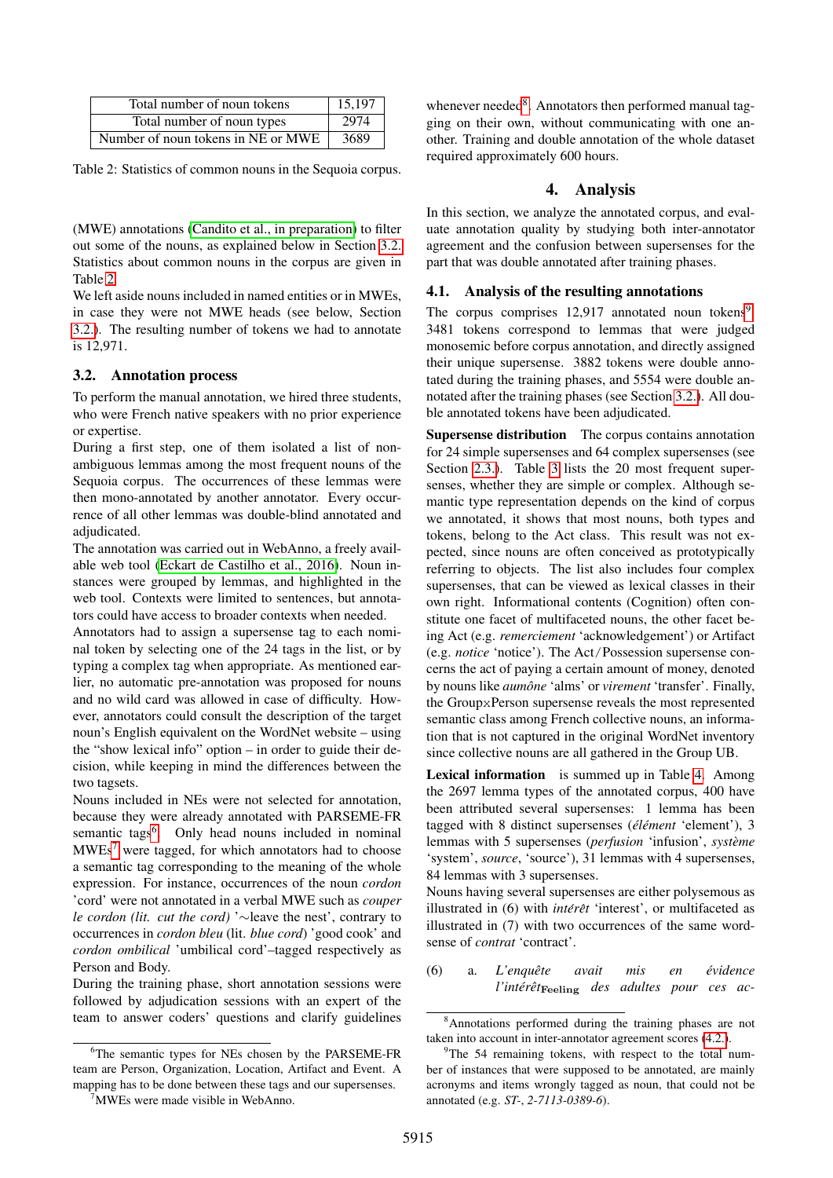| Total number of noun tokens | 15,197 |
|---|---|
| Total number of noun types | 2974 |
| Number of noun tokens in NE or MWE | 3689 |

Table 2: Statistics of common nouns in the Sequoia corpus.

(MWE) annotations (Candito et al., in preparation) to filter out some of the nouns, as explained below in Section 3.2. Statistics about common nouns in the corpus are given in Table 2.

We left aside nouns included in named entities or in MWEs, in case they were not MWE heads (see below, Section 3.2.). The resulting number of tokens we had to annotate is 12,971.

### 3.2. Annotation process

To perform the manual annotation, we hired three students, who were French native speakers with no prior experience or expertise.

During a first step, one of them isolated a list of non-ambiguous lemmas among the most frequent nouns of the Sequoia corpus. The occurrences of these lemmas were then mono-annotated by another annotator. Every occurrence of all other lemmas was double-blind annotated and adjudicated.

The annotation was carried out in WebAnno, a freely available web tool (Eckart de Castilho et al., 2016). Noun instances were grouped by lemmas, and highlighted in the web tool. Contexts were limited to sentences, but annotators could have access to broader contexts when needed.

Annotators had to assign a supersense tag to each nominal token by selecting one of the 24 tags in the list, or by typing a complex tag when appropriate. As mentioned earlier, no automatic pre-annotation was proposed for nouns and no wild card was allowed in case of difficulty. However, annotators could consult the description of the target noun's English equivalent on the WordNet website – using the "show lexical info" option – in order to guide their decision, while keeping in mind the differences between the two tagsets.

Nouns included in NEs were not selected for annotation, because they were already annotated with PARSEME-FR semantic tags[6]. Only head nouns included in nominal MWEs[7] were tagged, for which annotators had to choose a semantic tag corresponding to the meaning of the whole expression. For instance, occurrences of the noun *cordon* 'cord' were not annotated in a verbal MWE such as *couper le cordon (lit. cut the cord)* '~leave the nest', contrary to occurrences in *cordon bleu* (lit. *blue cord*) 'good cook' and *cordon ombilical* 'umbilical cord'–tagged respectively as Person and Body.

During the training phase, short annotation sessions were followed by adjudication sessions with an expert of the team to answer coders' questions and clarify guidelines whenever needed[8]. Annotators then performed manual tagging on their own, without communicating with one another. Training and double annotation of the whole dataset required approximately 600 hours.

## 4. Analysis

In this section, we analyze the annotated corpus, and evaluate annotation quality by studying both inter-annotator agreement and the confusion between supersenses for the part that was double annotated after training phases.

### 4.1. Analysis of the resulting annotations

The corpus comprises 12,917 annotated noun tokens[9]. 3481 tokens correspond to lemmas that were judged monosemic before corpus annotation, and directly assigned their unique supersense. 3882 tokens were double annotated during the training phases, and 5554 were double annotated after the training phases (see Section 3.2.). All double annotated tokens have been adjudicated.

**Supersense distribution** The corpus contains annotation for 24 simple supersenses and 64 complex supersenses (see Section 2.3.). Table 3 lists the 20 most frequent supersenses, whether they are simple or complex. Although semantic type representation depends on the kind of corpus we annotated, it shows that most nouns, both types and tokens, belong to the Act class. This result was not expected, since nouns are often conceived as prototypically referring to objects. The list also includes four complex supersenses, that can be viewed as lexical classes in their own right. Informational contents (Cognition) often constitute one facet of multifaceted nouns, the other facet being Act (e.g. *remerciement* 'acknowledgement') or Artifact (e.g. *notice* 'notice'). The Act/Possession supersense concerns the act of paying a certain amount of money, denoted by nouns like *aumône* 'alms' or *virement* 'transfer'. Finally, the Group×Person supersense reveals the most represented semantic class among French collective nouns, an information that is not captured in the original WordNet inventory since collective nouns are all gathered in the Group UB.

**Lexical information** is summed up in Table 4. Among the 2697 lemma types of the annotated corpus, 400 have been attributed several supersenses: 1 lemma has been tagged with 8 distinct supersenses (*élément* 'element'), 3 lemmas with 5 supersenses (*perfusion* 'infusion', *système* 'system', *source*, 'source'), 31 lemmas with 4 supersenses, 84 lemmas with 3 supersenses.

Nouns having several supersenses are either polysemous as illustrated in (6) with *intérêt* 'interest', or multifaceted as illustrated in (7) with two occurrences of the same word-sense of *contrat* 'contract'.

(6) a. *L'enquête avait mis en évidence l'intérêt*$_{\text{Feeling}}$ *des adultes pour ces ac-*

[6] The semantic types for NEs chosen by the PARSEME-FR team are Person, Organization, Location, Artifact and Event. A mapping has to be done between these tags and our supersenses.

[7] MWEs were made visible in WebAnno.

[8] Annotations performed during the training phases are not taken into account in inter-annotator agreement scores (4.2.).

[9] The 54 remaining tokens, with respect to the total number of instances that were supposed to be annotated, are mainly acronyms and items wrongly tagged as noun, that could not be annotated (e.g. *ST-*, *2-7113-0389-6*).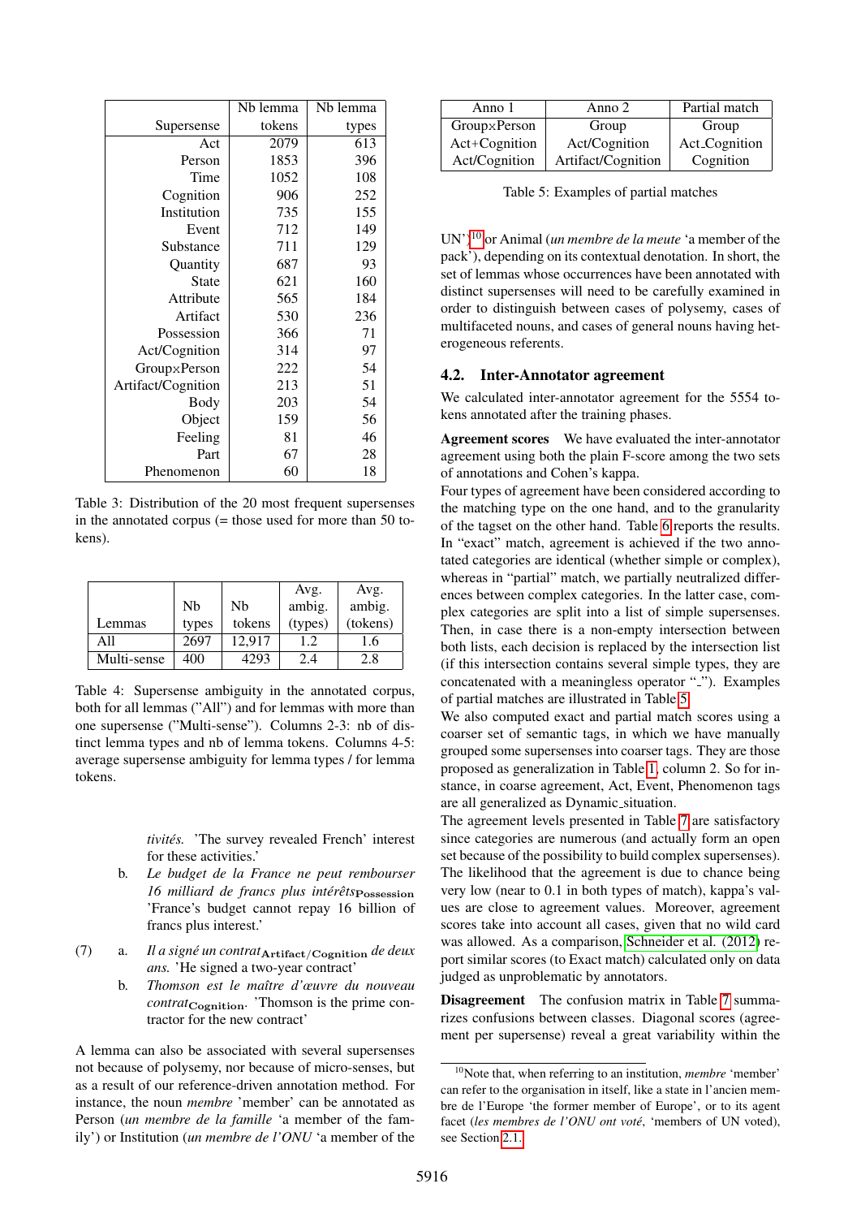| Supersense | Nb lemma tokens | Nb lemma types |
|---|---|---|
| Act | 2079 | 613 |
| Person | 1853 | 396 |
| Time | 1052 | 108 |
| Cognition | 906 | 252 |
| Institution | 735 | 155 |
| Event | 712 | 149 |
| Substance | 711 | 129 |
| Quantity | 687 | 93 |
| State | 621 | 160 |
| Attribute | 565 | 184 |
| Artifact | 530 | 236 |
| Possession | 366 | 71 |
| Act/Cognition | 314 | 97 |
| Group×Person | 222 | 54 |
| Artifact/Cognition | 213 | 51 |
| Body | 203 | 54 |
| Object | 159 | 56 |
| Feeling | 81 | 46 |
| Part | 67 | 28 |
| Phenomenon | 60 | 18 |

Table 3: Distribution of the 20 most frequent supersenses in the annotated corpus (= those used for more than 50 tokens).

| Lemmas | Nb types | Nb tokens | Avg. ambig. (types) | Avg. ambig. (tokens) |
|---|---|---|---|---|
| All | 2697 | 12,917 | 1.2 | 1.6 |
| Multi-sense | 400 | 4293 | 2.4 | 2.8 |

Table 4: Supersense ambiguity in the annotated corpus, both for all lemmas ("All") and for lemmas with more than one supersense ("Multi-sense"). Columns 2-3: nb of distinct lemma types and nb of lemma tokens. Columns 4-5: average supersense ambiguity for lemma types / for lemma tokens.

*tivités.* 'The survey revealed French' interest for these activities.'

b. *Le budget de la France ne peut rembourser 16 milliard de francs plus intérêts*$_{\text{Possession}}$ 'France's budget cannot repay 16 billion of francs plus interest.'

(7) a. *Il a signé un contrat*$_{\text{Artifact/Cognition}}$ *de deux ans.* 'He signed a two-year contract'

b. *Thomson est le maître d'œuvre du nouveau contrat*$_{\text{Cognition}}$. 'Thomson is the prime contractor for the new contract'

A lemma can also be associated with several supersenses not because of polysemy, nor because of micro-senses, but as a result of our reference-driven annotation method. For instance, the noun *membre* 'member' can be annotated as Person (*un membre de la famille* 'a member of the family') or Institution (*un membre de l'ONU* 'a member of the UN')[10] or Animal (*un membre de la meute* 'a member of the pack'), depending on its contextual denotation. In short, the set of lemmas whose occurrences have been annotated with distinct supersenses will need to be carefully examined in order to distinguish between cases of polysemy, cases of multifaceted nouns, and cases of general nouns having heterogeneous referents.

| Anno 1 | Anno 2 | Partial match |
|---|---|---|
| Group×Person | Group | Group |
| Act+Cognition | Act/Cognition | Act_Cognition |
| Act/Cognition | Artifact/Cognition | Cognition |

Table 5: Examples of partial matches

### 4.2. Inter-Annotator agreement

We calculated inter-annotator agreement for the 5554 tokens annotated after the training phases.

**Agreement scores** We have evaluated the inter-annotator agreement using both the plain F-score among the two sets of annotations and Cohen's kappa.

Four types of agreement have been considered according to the matching type on the one hand, and to the granularity of the tagset on the other hand. Table 6 reports the results. In "exact" match, agreement is achieved if the two annotated categories are identical (whether simple or complex), whereas in "partial" match, we partially neutralized differences between complex categories. In the latter case, complex categories are split into a list of simple supersenses. Then, in case there is a non-empty intersection between both lists, each decision is replaced by the intersection list (if this intersection contains several simple types, they are concatenated with a meaningless operator "_"). Examples of partial matches are illustrated in Table 5.

We also computed exact and partial match scores using a coarser set of semantic tags, in which we have manually grouped some supersenses into coarser tags. They are those proposed as generalization in Table 1, column 2. So for instance, in coarse agreement, Act, Event, Phenomenon tags are all generalized as Dynamic_situation.

The agreement levels presented in Table 7 are satisfactory since categories are numerous (and actually form an open set because of the possibility to build complex supersenses). The likelihood that the agreement is due to chance being very low (near to 0.1 in both types of match), kappa's values are close to agreement values. Moreover, agreement scores take into account all cases, given that no wild card was allowed. As a comparison, Schneider et al. (2012) report similar scores (to Exact match) calculated only on data judged as unproblematic by annotators.

**Disagreement** The confusion matrix in Table 7 summarizes confusions between classes. Diagonal scores (agreement per supersense) reveal a great variability within the

[10] Note that, when referring to an institution, *membre* 'member' can refer to the organisation in itself, like a state in l'ancien membre de l'Europe 'the former member of Europe', or to its agent facet (*les membres de l'ONU ont voté*, 'members of UN voted), see Section 2.1.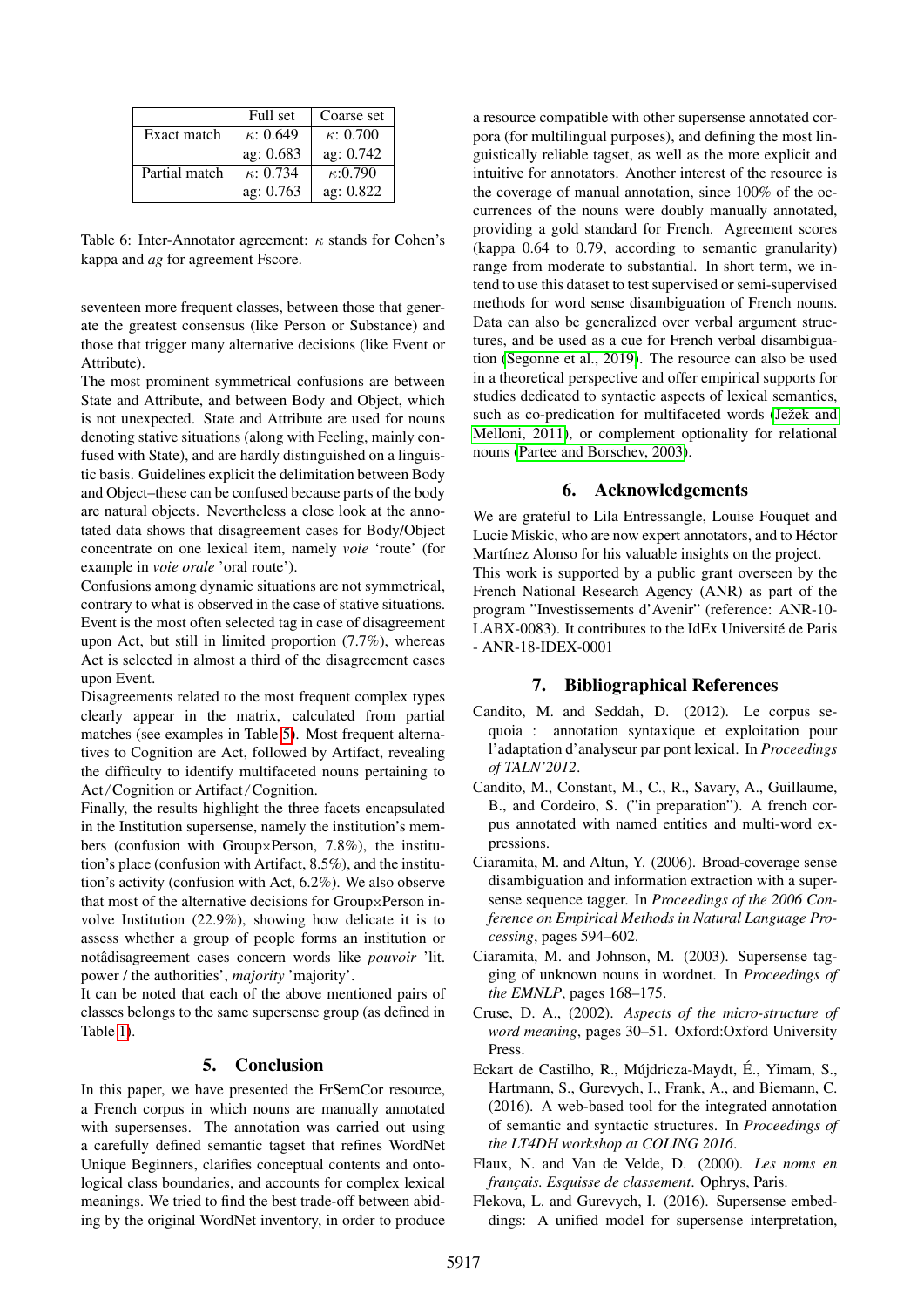| | Full set | Coarse set |
|---|---|---|
| Exact match | $\kappa$: 0.649 | $\kappa$: 0.700 |
| | ag: 0.683 | ag: 0.742 |
| Partial match | $\kappa$: 0.734 | $\kappa$:0.790 |
| | ag: 0.763 | ag: 0.822 |

Table 6: Inter-Annotator agreement: $\kappa$ stands for Cohen's kappa and *ag* for agreement Fscore.

seventeen more frequent classes, between those that generate the greatest consensus (like Person or Substance) and those that trigger many alternative decisions (like Event or Attribute).

The most prominent symmetrical confusions are between State and Attribute, and between Body and Object, which is not unexpected. State and Attribute are used for nouns denoting stative situations (along with Feeling, mainly confused with State), and are hardly distinguished on a linguistic basis. Guidelines explicit the delimitation between Body and Object–these can be confused because parts of the body are natural objects. Nevertheless a close look at the annotated data shows that disagreement cases for Body/Object concentrate on one lexical item, namely *voie* 'route' (for example in *voie orale* 'oral route').

Confusions among dynamic situations are not symmetrical, contrary to what is observed in the case of stative situations. Event is the most often selected tag in case of disagreement upon Act, but still in limited proportion (7.7%), whereas Act is selected in almost a third of the disagreement cases upon Event.

Disagreements related to the most frequent complex types clearly appear in the matrix, calculated from partial matches (see examples in Table 5). Most frequent alternatives to Cognition are Act, followed by Artifact, revealing the difficulty to identify multifaceted nouns pertaining to Act / Cognition or Artifact / Cognition.

Finally, the results highlight the three facets encapsulated in the Institution supersense, namely the institution's members (confusion with Group×Person, 7.8%), the institution's place (confusion with Artifact, 8.5%), and the institution's activity (confusion with Act, 6.2%). We also observe that most of the alternative decisions for Group×Person involve Institution (22.9%), showing how delicate it is to assess whether a group of people forms an institution or notâdisagreement cases concern words like *pouvoir* 'lit. power / the authorities', *majority* 'majority'.

It can be noted that each of the above mentioned pairs of classes belongs to the same supersense group (as defined in Table 1).

## 5. Conclusion

In this paper, we have presented the FrSemCor resource, a French corpus in which nouns are manually annotated with supersenses. The annotation was carried out using a carefully defined semantic tagset that refines WordNet Unique Beginners, clarifies conceptual contents and ontological class boundaries, and accounts for complex lexical meanings. We tried to find the best trade-off between abiding by the original WordNet inventory, in order to produce a resource compatible with other supersense annotated corpora (for multilingual purposes), and defining the most linguistically reliable tagset, as well as the more explicit and intuitive for annotators. Another interest of the resource is the coverage of manual annotation, since 100% of the occurrences of the nouns were doubly manually annotated, providing a gold standard for French. Agreement scores (kappa 0.64 to 0.79, according to semantic granularity) range from moderate to substantial. In short term, we intend to use this dataset to test supervised or semi-supervised methods for word sense disambiguation of French nouns. Data can also be generalized over verbal argument structures, and be used as a cue for French verbal disambiguation (Segonne et al., 2019). The resource can also be used in a theoretical perspective and offer empirical supports for studies dedicated to syntactic aspects of lexical semantics, such as co-predication for multifaceted words (Ježek and Melloni, 2011), or complement optionality for relational nouns (Partee and Borschev, 2003).

## 6. Acknowledgements

We are grateful to Lila Entressangle, Louise Fouquet and Lucie Miskic, who are now expert annotators, and to Héctor Martínez Alonso for his valuable insights on the project.

This work is supported by a public grant overseen by the French National Research Agency (ANR) as part of the program "Investissements d'Avenir" (reference: ANR-10-LABX-0083). It contributes to the IdEx Université de Paris - ANR-18-IDEX-0001

## 7. Bibliographical References

Candito, M. and Seddah, D. (2012). Le corpus sequoia : annotation syntaxique et exploitation pour l'adaptation d'analyseur par pont lexical. In *Proceedings of TALN'2012*.

Candito, M., Constant, M., C., R., Savary, A., Guillaume, B., and Cordeiro, S. ("in preparation"). A french corpus annotated with named entities and multi-word expressions.

Ciaramita, M. and Altun, Y. (2006). Broad-coverage sense disambiguation and information extraction with a supersense sequence tagger. In *Proceedings of the 2006 Conference on Empirical Methods in Natural Language Processing*, pages 594–602.

Ciaramita, M. and Johnson, M. (2003). Supersense tagging of unknown nouns in wordnet. In *Proceedings of the EMNLP*, pages 168–175.

Cruse, D. A., (2002). *Aspects of the micro-structure of word meaning*, pages 30–51. Oxford:Oxford University Press.

Eckart de Castilho, R., Mújdricza-Maydt, É., Yimam, S., Hartmann, S., Gurevych, I., Frank, A., and Biemann, C. (2016). A web-based tool for the integrated annotation of semantic and syntactic structures. In *Proceedings of the LT4DH workshop at COLING 2016*.

Flaux, N. and Van de Velde, D. (2000). *Les noms en français. Esquisse de classement*. Ophrys, Paris.

Flekova, L. and Gurevych, I. (2016). Supersense embeddings: A unified model for supersense interpretation,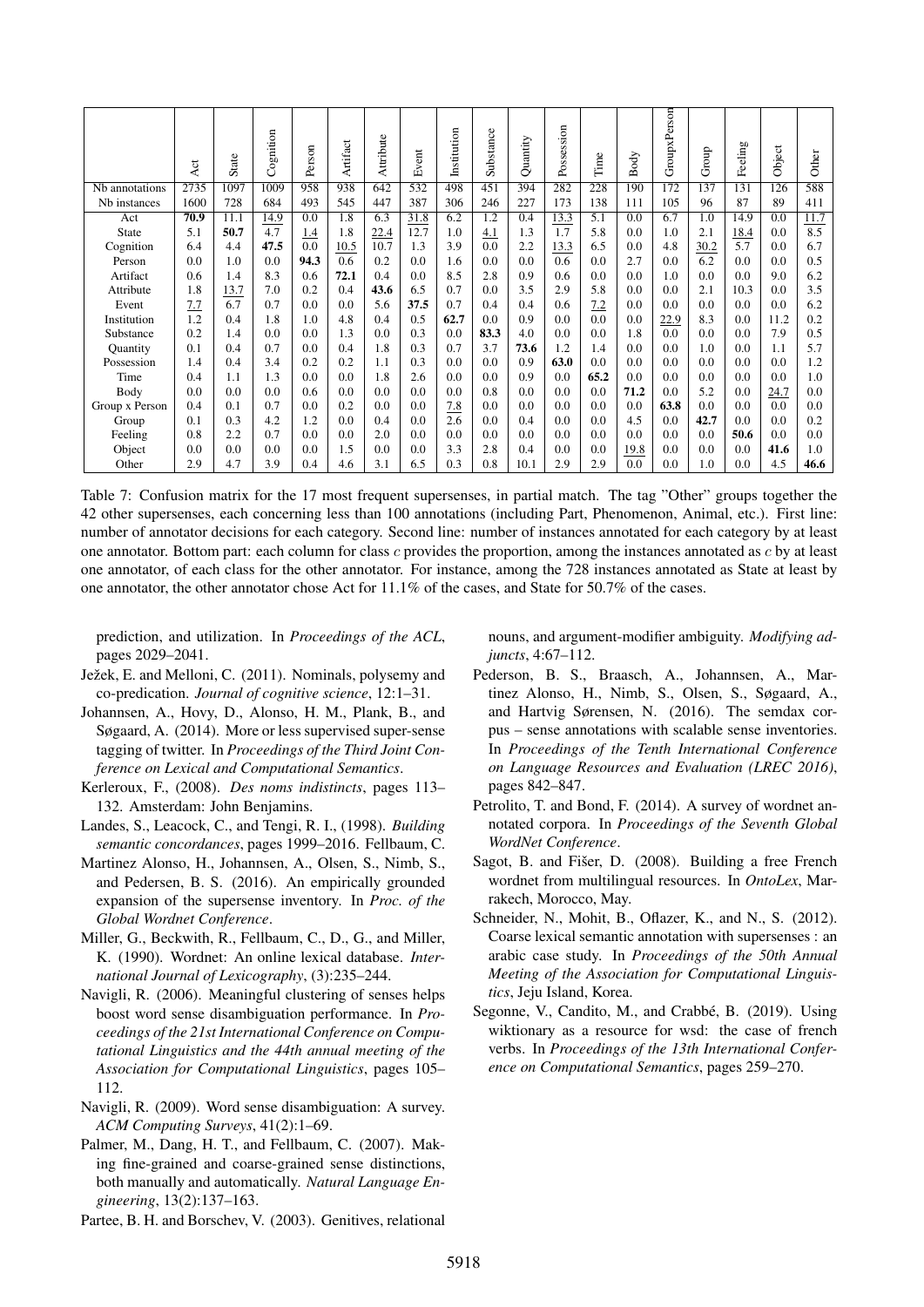| | Act | State | Cognition | Person | Artifact | Attribute | Event | Institution | Substance | Quantity | Possession | Time | Body | GroupxPerson | Group | Feeling | Object | Other |
|---|---|---|---|---|---|---|---|---|---|---|---|---|---|---|---|---|---|---|
| Nb annotations | 2735 | 1097 | 1009 | 958 | 938 | 642 | 532 | 498 | 451 | 394 | 282 | 228 | 190 | 172 | 137 | 131 | 126 | 588 |
| Nb instances | 1600 | 728 | 684 | 493 | 545 | 447 | 387 | 306 | 246 | 227 | 173 | 138 | 111 | 105 | 96 | 87 | 89 | 411 |
| Act | **70.9** | 11.1 | 14.9 | 0.0 | 1.8 | 6.3 | 31.8 | 6.2 | 1.2 | 0.4 | 13.3 | 5.1 | 0.0 | 6.7 | 1.0 | 14.9 | 0.0 | 11.7 |
| State | 5.1 | **50.7** | 4.7 | 1.4 | 1.8 | 22.4 | 12.7 | 1.0 | 4.1 | 1.3 | 1.7 | 5.8 | 0.0 | 1.0 | 2.1 | 18.4 | 0.0 | 8.5 |
| Cognition | 6.4 | 4.4 | **47.5** | 0.0 | 10.5 | 10.7 | 1.3 | 3.9 | 0.0 | 2.2 | 13.3 | 6.5 | 0.0 | 4.8 | 30.2 | 5.7 | 0.0 | 6.7 |
| Person | 0.0 | 1.0 | 0.0 | **94.3** | 0.6 | 0.2 | 0.0 | 1.6 | 0.0 | 0.0 | 0.6 | 0.0 | 2.7 | 0.0 | 6.2 | 0.0 | 0.0 | 0.5 |
| Artifact | 0.6 | 1.4 | 8.3 | 0.6 | **72.1** | 0.4 | 0.0 | 8.5 | 2.8 | 0.9 | 0.6 | 0.0 | 0.0 | 1.0 | 0.0 | 0.0 | 9.0 | 6.2 |
| Attribute | 1.8 | 13.7 | 7.0 | 0.2 | 0.4 | **43.6** | 6.5 | 0.7 | 0.0 | 3.5 | 2.9 | 5.8 | 0.0 | 0.0 | 2.1 | 10.3 | 0.0 | 3.5 |
| Event | 7.7 | 6.7 | 0.7 | 0.0 | 0.0 | 5.6 | **37.5** | 0.7 | 0.4 | 0.4 | 0.6 | 7.2 | 0.0 | 0.0 | 0.0 | 0.0 | 0.0 | 6.2 |
| Institution | 1.2 | 0.4 | 1.8 | 1.0 | 4.8 | 0.4 | 0.5 | **62.7** | 0.0 | 0.9 | 0.0 | 0.0 | 0.0 | 22.9 | 8.3 | 0.0 | 11.2 | 0.2 |
| Substance | 0.2 | 1.4 | 0.0 | 0.0 | 1.3 | 0.0 | 0.3 | 0.0 | **83.3** | 4.0 | 0.0 | 0.0 | 1.8 | 0.0 | 0.0 | 0.0 | 7.9 | 0.5 |
| Quantity | 0.1 | 0.4 | 0.7 | 0.0 | 0.4 | 1.8 | 0.3 | 0.7 | 3.7 | **73.6** | 1.2 | 1.4 | 0.0 | 0.0 | 1.0 | 0.0 | 1.1 | 5.7 |
| Possession | 1.4 | 0.4 | 3.4 | 0.2 | 0.2 | 1.1 | 0.3 | 0.0 | 0.0 | 0.9 | **63.0** | 0.0 | 0.0 | 0.0 | 0.0 | 0.0 | 0.0 | 1.2 |
| Time | 0.4 | 1.1 | 1.3 | 0.0 | 0.0 | 1.8 | 2.6 | 0.0 | 0.0 | 0.9 | 0.0 | **65.2** | 0.0 | 0.0 | 0.0 | 0.0 | 0.0 | 1.0 |
| Body | 0.0 | 0.0 | 0.0 | 0.6 | 0.0 | 0.0 | 0.0 | 0.0 | 0.8 | 0.0 | 0.0 | 0.0 | **71.2** | 0.0 | 5.2 | 0.0 | 24.7 | 0.0 |
| Group x Person | 0.4 | 0.1 | 0.7 | 0.0 | 0.2 | 0.0 | 0.0 | 7.8 | 0.0 | 0.0 | 0.0 | 0.0 | 0.0 | **63.8** | 0.0 | 0.0 | 0.0 | 0.0 |
| Group | 0.1 | 0.3 | 4.2 | 1.2 | 0.0 | 0.4 | 0.0 | 2.6 | 0.0 | 0.4 | 0.0 | 0.0 | 4.5 | 0.0 | **42.7** | 0.0 | 0.0 | 0.2 |
| Feeling | 0.8 | 2.2 | 0.7 | 0.0 | 0.0 | 2.0 | 0.0 | 0.0 | 0.0 | 0.0 | 0.0 | 0.0 | 0.0 | 0.0 | 0.0 | **50.6** | 0.0 | 0.0 |
| Object | 0.0 | 0.0 | 0.0 | 0.0 | 1.5 | 0.0 | 0.0 | 3.3 | 2.8 | 0.4 | 0.0 | 0.0 | 19.8 | 0.0 | 0.0 | 0.0 | **41.6** | 1.0 |
| Other | 2.9 | 4.7 | 3.9 | 0.4 | 4.6 | 3.1 | 6.5 | 0.3 | 0.8 | 10.1 | 2.9 | 2.9 | 0.0 | 0.0 | 1.0 | 0.0 | 4.5 | **46.6** |

Table 7: Confusion matrix for the 17 most frequent supersenses, in partial match. The tag "Other" groups together the 42 other supersenses, each concerning less than 100 annotations (including Part, Phenomenon, Animal, etc.). First line: number of annotator decisions for each category. Second line: number of instances annotated for each category by at least one annotator. Bottom part: each column for class $c$ provides the proportion, among the instances annotated as $c$ by at least one annotator, of each class for the other annotator. For instance, among the 728 instances annotated as State at least by one annotator, the other annotator chose Act for 11.1% of the cases, and State for 50.7% of the cases.

prediction, and utilization. In *Proceedings of the ACL*, pages 2029–2041.

Ježek, E. and Melloni, C. (2011). Nominals, polysemy and co-predication. *Journal of cognitive science*, 12:1–31.

Johannsen, A., Hovy, D., Alonso, H. M., Plank, B., and Søgaard, A. (2014). More or less supervised super-sense tagging of twitter. In *Proceedings of the Third Joint Conference on Lexical and Computational Semantics*.

Kerleroux, F., (2008). *Des noms indistincts*, pages 113–132. Amsterdam: John Benjamins.

Landes, S., Leacock, C., and Tengi, R. I., (1998). *Building semantic concordances*, pages 1999–2016. Fellbaum, C.

Martinez Alonso, H., Johannsen, A., Olsen, S., Nimb, S., and Pedersen, B. S. (2016). An empirically grounded expansion of the supersense inventory. In *Proc. of the Global Wordnet Conference*.

Miller, G., Beckwith, R., Fellbaum, C., D., G., and Miller, K. (1990). Wordnet: An online lexical database. *International Journal of Lexicography*, (3):235–244.

Navigli, R. (2006). Meaningful clustering of senses helps boost word sense disambiguation performance. In *Proceedings of the 21st International Conference on Computational Linguistics and the 44th annual meeting of the Association for Computational Linguistics*, pages 105–112.

Navigli, R. (2009). Word sense disambiguation: A survey. *ACM Computing Surveys*, 41(2):1–69.

Palmer, M., Dang, H. T., and Fellbaum, C. (2007). Making fine-grained and coarse-grained sense distinctions, both manually and automatically. *Natural Language Engineering*, 13(2):137–163.

Partee, B. H. and Borschev, V. (2003). Genitives, relational nouns, and argument-modifier ambiguity. *Modifying adjuncts*, 4:67–112.

Pederson, B. S., Braasch, A., Johannsen, A., Martinez Alonso, H., Nimb, S., Olsen, S., Søgaard, A., and Hartvig Sørensen, N. (2016). The semdax corpus – sense annotations with scalable sense inventories. In *Proceedings of the Tenth International Conference on Language Resources and Evaluation (LREC 2016)*, pages 842–847.

Petrolito, T. and Bond, F. (2014). A survey of wordnet annotated corpora. In *Proceedings of the Seventh Global WordNet Conference*.

Sagot, B. and Fišer, D. (2008). Building a free French wordnet from multilingual resources. In *OntoLex*, Marrakech, Morocco, May.

Schneider, N., Mohit, B., Oflazer, K., and N., S. (2012). Coarse lexical semantic annotation with supersenses : an arabic case study. In *Proceedings of the 50th Annual Meeting of the Association for Computational Linguistics*, Jeju Island, Korea.

Segonne, V., Candito, M., and Crabbé, B. (2019). Using wiktionary as a resource for wsd: the case of french verbs. In *Proceedings of the 13th International Conference on Computational Semantics*, pages 259–270.